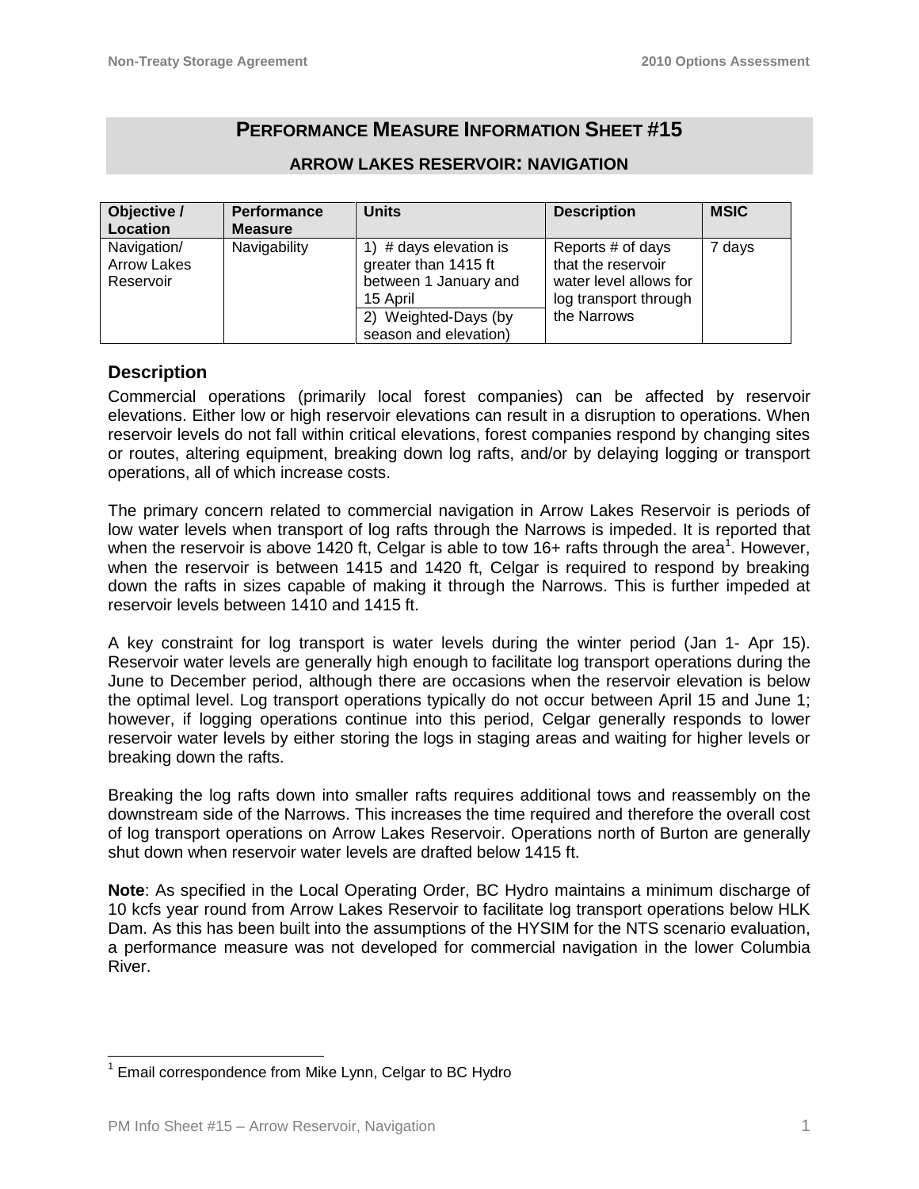# PERFORMANCE MEASURE INFORMATION SHEET #15

## ARROW LAKES RESERVOIR: NAVIGATION

| Objective / Location | Performance Measure | Units | Description | MSIC |
|---|---|---|---|---|
| Navigation/ Arrow Lakes Reservoir | Navigability | 1) # days elevation is greater than 1415 ft between 1 January and 15 April<br>2) Weighted-Days (by season and elevation) | Reports # of days that the reservoir water level allows for log transport through the Narrows | 7 days |

### Description

Commercial operations (primarily local forest companies) can be affected by reservoir elevations. Either low or high reservoir elevations can result in a disruption to operations. When reservoir levels do not fall within critical elevations, forest companies respond by changing sites or routes, altering equipment, breaking down log rafts, and/or by delaying logging or transport operations, all of which increase costs.

The primary concern related to commercial navigation in Arrow Lakes Reservoir is periods of low water levels when transport of log rafts through the Narrows is impeded. It is reported that when the reservoir is above 1420 ft, Celgar is able to tow 16+ rafts through the area[1]. However, when the reservoir is between 1415 and 1420 ft, Celgar is required to respond by breaking down the rafts in sizes capable of making it through the Narrows. This is further impeded at reservoir levels between 1410 and 1415 ft.

A key constraint for log transport is water levels during the winter period (Jan 1- Apr 15). Reservoir water levels are generally high enough to facilitate log transport operations during the June to December period, although there are occasions when the reservoir elevation is below the optimal level. Log transport operations typically do not occur between April 15 and June 1; however, if logging operations continue into this period, Celgar generally responds to lower reservoir water levels by either storing the logs in staging areas and waiting for higher levels or breaking down the rafts.

Breaking the log rafts down into smaller rafts requires additional tows and reassembly on the downstream side of the Narrows. This increases the time required and therefore the overall cost of log transport operations on Arrow Lakes Reservoir. Operations north of Burton are generally shut down when reservoir water levels are drafted below 1415 ft.

**Note**: As specified in the Local Operating Order, BC Hydro maintains a minimum discharge of 10 kcfs year round from Arrow Lakes Reservoir to facilitate log transport operations below HLK Dam. As this has been built into the assumptions of the HYSIM for the NTS scenario evaluation, a performance measure was not developed for commercial navigation in the lower Columbia River.

[1] Email correspondence from Mike Lynn, Celgar to BC Hydro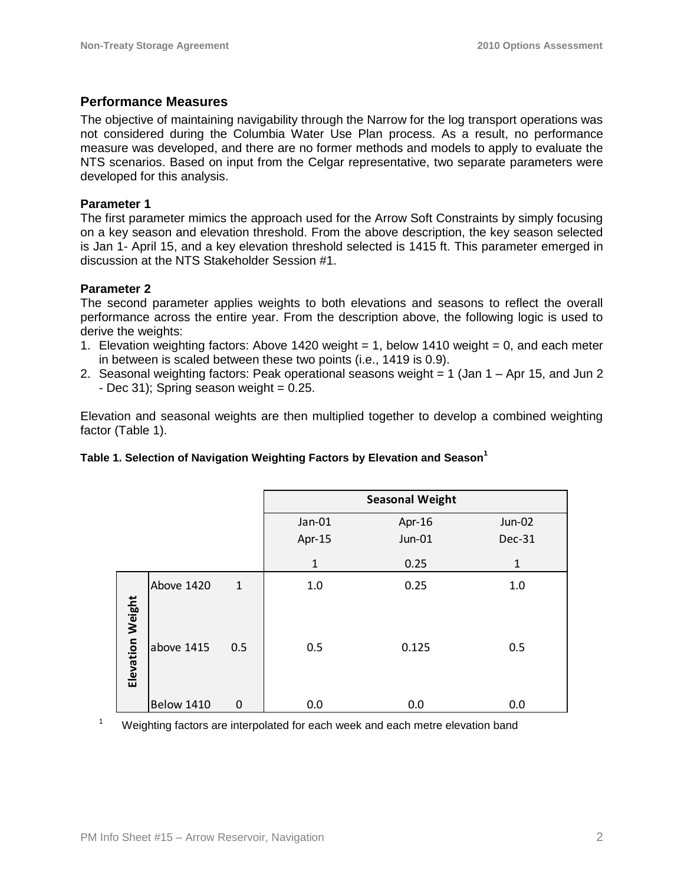## Performance Measures

The objective of maintaining navigability through the Narrow for the log transport operations was not considered during the Columbia Water Use Plan process. As a result, no performance measure was developed, and there are no former methods and models to apply to evaluate the NTS scenarios. Based on input from the Celgar representative, two separate parameters were developed for this analysis.

### Parameter 1

The first parameter mimics the approach used for the Arrow Soft Constraints by simply focusing on a key season and elevation threshold. From the above description, the key season selected is Jan 1- April 15, and a key elevation threshold selected is 1415 ft. This parameter emerged in discussion at the NTS Stakeholder Session #1.

### Parameter 2

The second parameter applies weights to both elevations and seasons to reflect the overall performance across the entire year. From the description above, the following logic is used to derive the weights:

1. Elevation weighting factors: Above 1420 weight = 1, below 1410 weight = 0, and each meter in between is scaled between these two points (i.e., 1419 is 0.9).
2. Seasonal weighting factors: Peak operational seasons weight = 1 (Jan 1 – Apr 15, and Jun 2 - Dec 31); Spring season weight = 0.25.

Elevation and seasonal weights are then multiplied together to develop a combined weighting factor (Table 1).

**Table 1. Selection of Navigation Weighting Factors by Elevation and Season[1]**

| | | | Seasonal Weight | | |
|---|---|---|---|---|---|
| | | | Jan-01 Apr-15 | Apr-16 Jun-01 | Jun-02 Dec-31 |
| | | | 1 | 0.25 | 1 |
| Elevation Weight | Above 1420 | 1 | 1.0 | 0.25 | 1.0 |
| | above 1415 | 0.5 | 0.5 | 0.125 | 0.5 |
| | Below 1410 | 0 | 0.0 | 0.0 | 0.0 |

[1] Weighting factors are interpolated for each week and each metre elevation band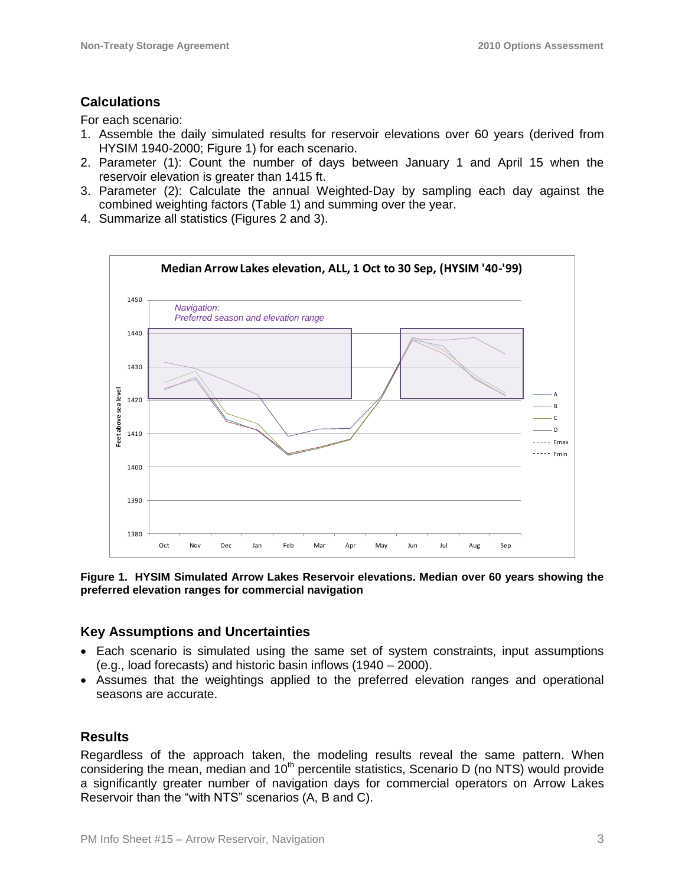## Calculations

For each scenario:

1. Assemble the daily simulated results for reservoir elevations over 60 years (derived from HYSIM 1940-2000; Figure 1) for each scenario.
2. Parameter (1): Count the number of days between January 1 and April 15 when the reservoir elevation is greater than 1415 ft.
3. Parameter (2): Calculate the annual Weighted-Day by sampling each day against the combined weighting factors (Table 1) and summing over the year.
4. Summarize all statistics (Figures 2 and 3).

**Figure 1. HYSIM Simulated Arrow Lakes Reservoir elevations. Median over 60 years showing the preferred elevation ranges for commercial navigation**

## Key Assumptions and Uncertainties

- Each scenario is simulated using the same set of system constraints, input assumptions (e.g., load forecasts) and historic basin inflows (1940 – 2000).
- Assumes that the weightings applied to the preferred elevation ranges and operational seasons are accurate.

## Results

Regardless of the approach taken, the modeling results reveal the same pattern. When considering the mean, median and 10th percentile statistics, Scenario D (no NTS) would provide a significantly greater number of navigation days for commercial operators on Arrow Lakes Reservoir than the "with NTS" scenarios (A, B and C).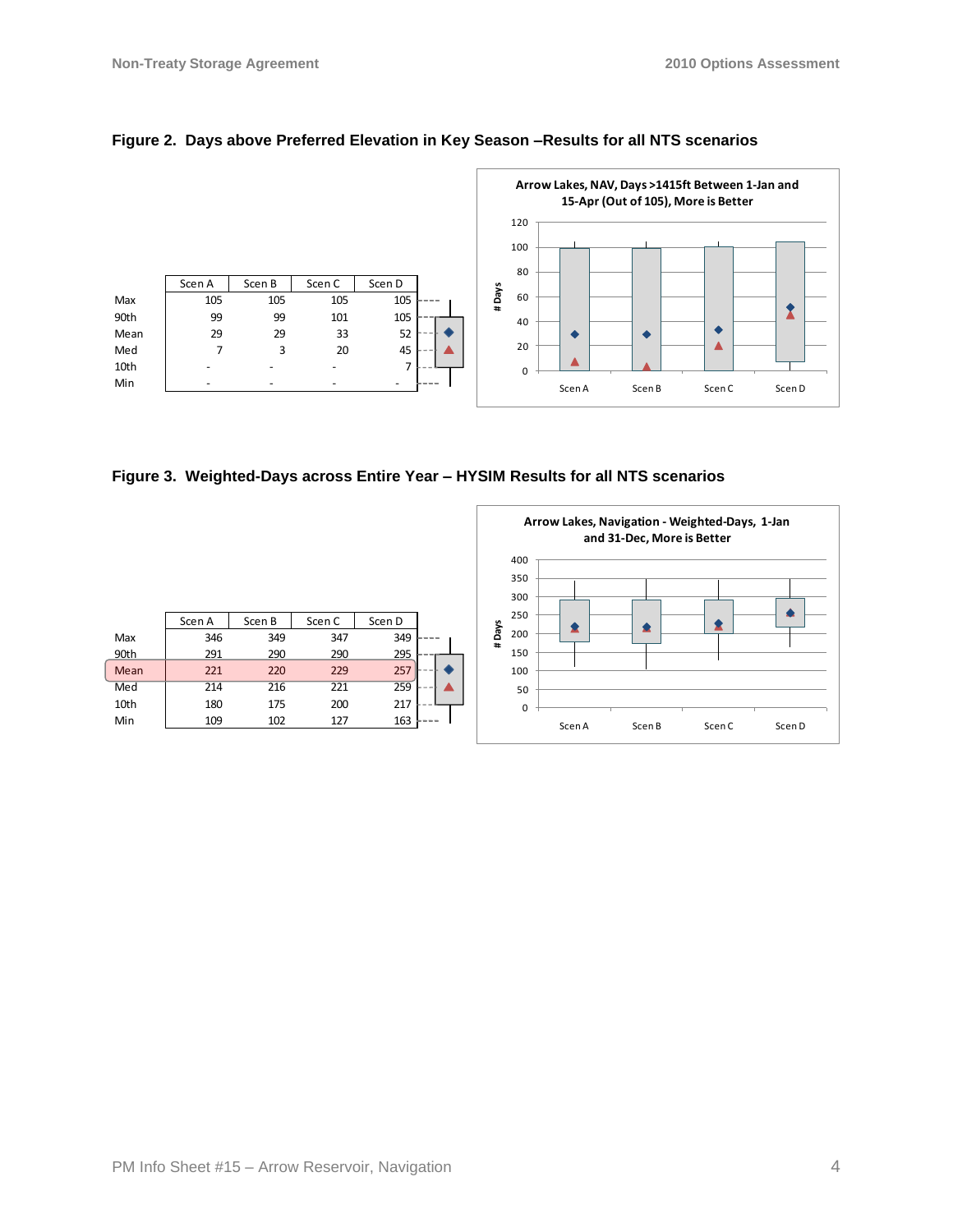### Figure 2. Days above Preferred Elevation in Key Season –Results for all NTS scenarios

| | Scen A | Scen B | Scen C | Scen D |
|---|---|---|---|---|
| Max | 105 | 105 | 105 | 105 |
| 90th | 99 | 99 | 101 | 105 |
| Mean | 29 | 29 | 33 | 52 |
| Med | 7 | 3 | 20 | 45 |
| 10th | - | - | - | 7 |
| Min | - | - | - | - |

Arrow Lakes, NAV, Days >1415ft Between 1-Jan and 15-Apr (Out of 105), More is Better

# Days

120
100
80
60
40
20
0

Scen A
Scen B
Scen C
Scen D

### Figure 3. Weighted-Days across Entire Year – HYSIM Results for all NTS scenarios

| | Scen A | Scen B | Scen C | Scen D |
|---|---|---|---|---|
| Max | 346 | 349 | 347 | 349 |
| 90th | 291 | 290 | 290 | 295 |
| Mean | 221 | 220 | 229 | 257 |
| Med | 214 | 216 | 221 | 259 |
| 10th | 180 | 175 | 200 | 217 |
| Min | 109 | 102 | 127 | 163 |

Arrow Lakes, Navigation - Weighted-Days, 1-Jan and 31-Dec, More is Better

# Days

400
350
300
250
200
150
100
50
0

Scen A
Scen B
Scen C
Scen D